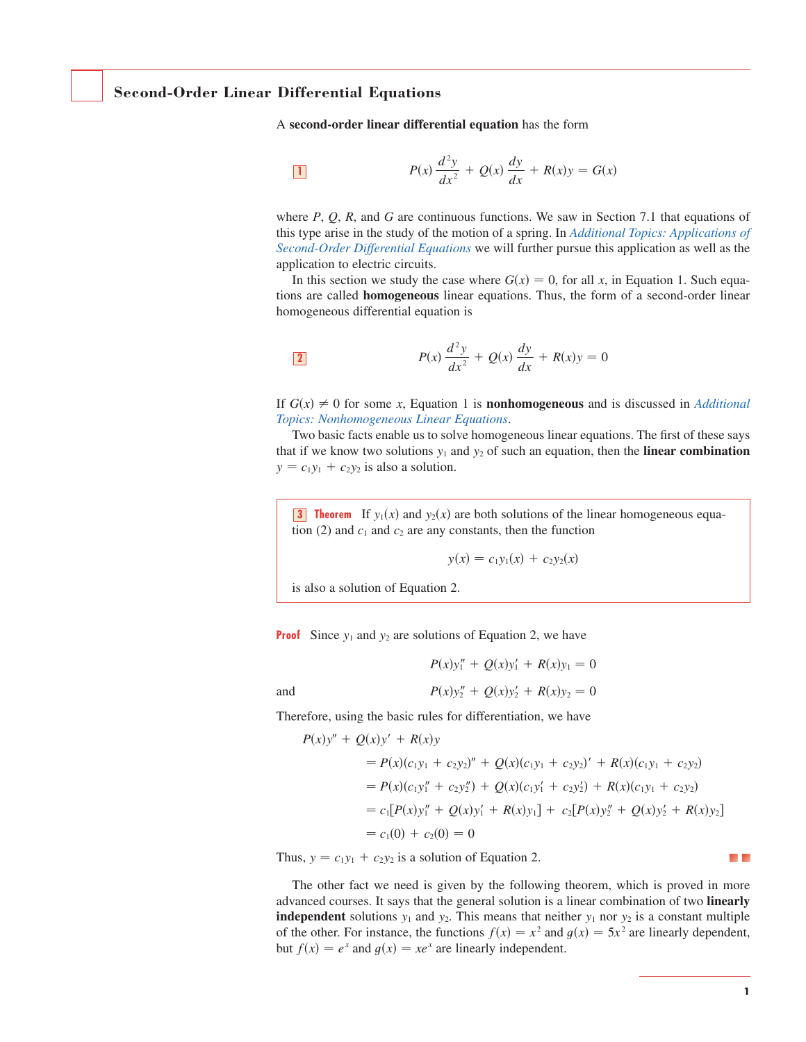# Second-Order Linear Differential Equations

A **second-order linear differential equation** has the form

$$\boxed{1} \qquad P(x)\frac{d^2y}{dx^2} + Q(x)\frac{dy}{dx} + R(x)y = G(x)$$

where $P$, $Q$, $R$, and $G$ are continuous functions. We saw in Section 7.1 that equations of this type arise in the study of the motion of a spring. In *Additional Topics: Applications of Second-Order Differential Equations* we will further pursue this application as well as the application to electric circuits.

In this section we study the case where $G(x) = 0$, for all $x$, in Equation 1. Such equations are called **homogeneous** linear equations. Thus, the form of a second-order linear homogeneous differential equation is

$$\boxed{2} \qquad P(x)\frac{d^2y}{dx^2} + Q(x)\frac{dy}{dx} + R(x)y = 0$$

If $G(x) \neq 0$ for some $x$, Equation 1 is **nonhomogeneous** and is discussed in *Additional Topics: Nonhomogeneous Linear Equations*.

Two basic facts enable us to solve homogeneous linear equations. The first of these says that if we know two solutions $y_1$ and $y_2$ of such an equation, then the **linear combination** $y = c_1y_1 + c_2y_2$ is also a solution.

> **3 Theorem** If $y_1(x)$ and $y_2(x)$ are both solutions of the linear homogeneous equation (2) and $c_1$ and $c_2$ are any constants, then the function
>
> $$y(x) = c_1y_1(x) + c_2y_2(x)$$
>
> is also a solution of Equation 2.

**Proof** Since $y_1$ and $y_2$ are solutions of Equation 2, we have

$$P(x)y_1'' + Q(x)y_1' + R(x)y_1 = 0$$

and

$$P(x)y_2'' + Q(x)y_2' + R(x)y_2 = 0$$

Therefore, using the basic rules for differentiation, we have

$$\begin{aligned}
P(x)y'' &+ Q(x)y' + R(x)y \\
&= P(x)(c_1y_1 + c_2y_2)'' + Q(x)(c_1y_1 + c_2y_2)' + R(x)(c_1y_1 + c_2y_2) \\
&= P(x)(c_1y_1'' + c_2y_2'') + Q(x)(c_1y_1' + c_2y_2') + R(x)(c_1y_1 + c_2y_2) \\
&= c_1[P(x)y_1'' + Q(x)y_1' + R(x)y_1] + c_2[P(x)y_2'' + Q(x)y_2' + R(x)y_2] \\
&= c_1(0) + c_2(0) = 0
\end{aligned}$$

Thus, $y = c_1y_1 + c_2y_2$ is a solution of Equation 2.

The other fact we need is given by the following theorem, which is proved in more advanced courses. It says that the general solution is a linear combination of two **linearly independent** solutions $y_1$ and $y_2$. This means that neither $y_1$ nor $y_2$ is a constant multiple of the other. For instance, the functions $f(x) = x^2$ and $g(x) = 5x^2$ are linearly dependent, but $f(x) = e^x$ and $g(x) = xe^x$ are linearly independent.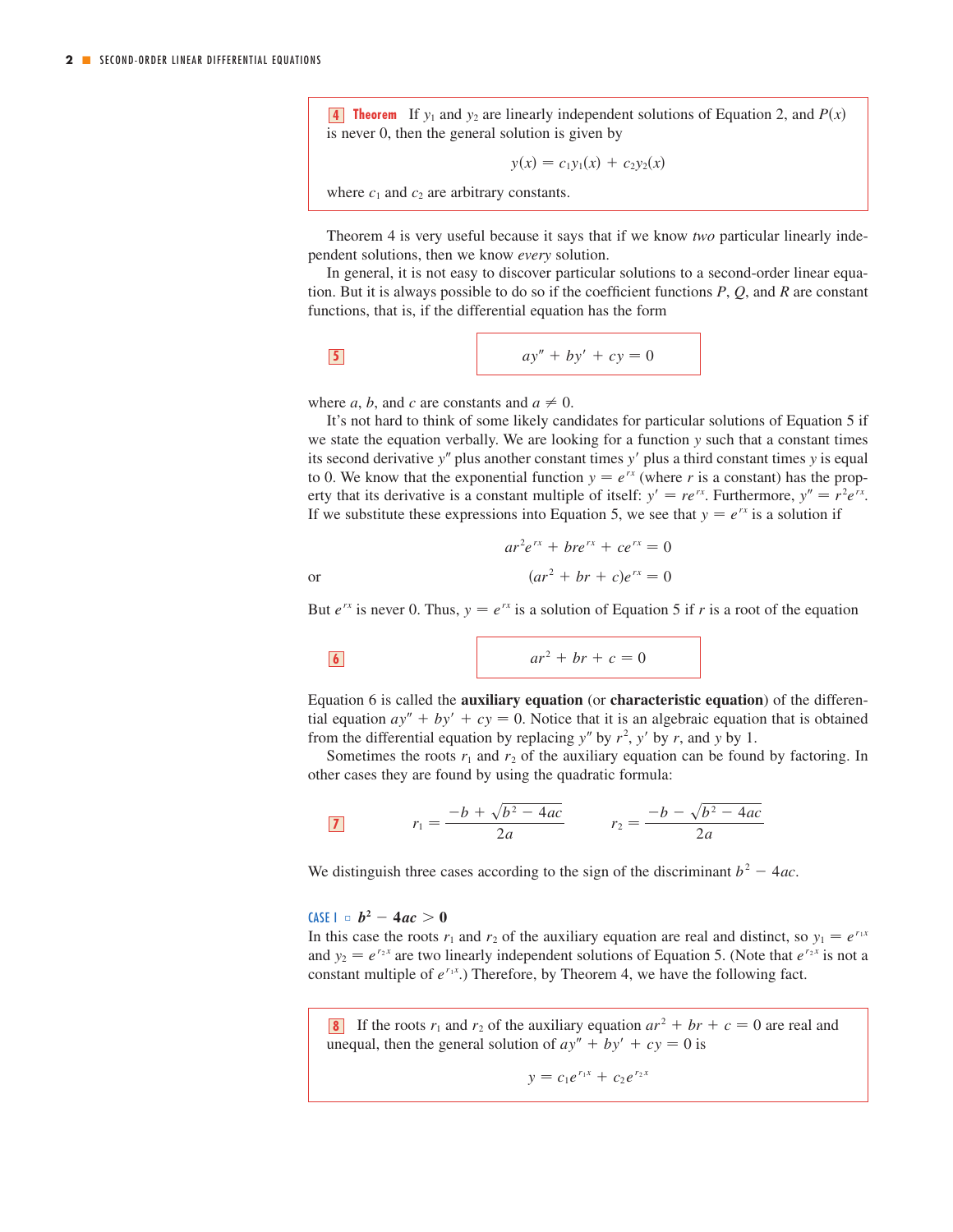**4 Theorem** If $y_1$ and $y_2$ are linearly independent solutions of Equation 2, and $P(x)$ is never 0, then the general solution is given by

$$y(x) = c_1 y_1(x) + c_2 y_2(x)$$

where $c_1$ and $c_2$ are arbitrary constants.

Theorem 4 is very useful because it says that if we know *two* particular linearly independent solutions, then we know *every* solution.

In general, it is not easy to discover particular solutions to a second-order linear equation. But it is always possible to do so if the coefficient functions $P$, $Q$, and $R$ are constant functions, that is, if the differential equation has the form

$$ay'' + by' + cy = 0 \tag{5}$$

where $a$, $b$, and $c$ are constants and $a \neq 0$.

It's not hard to think of some likely candidates for particular solutions of Equation 5 if we state the equation verbally. We are looking for a function $y$ such that a constant times its second derivative $y''$ plus another constant times $y'$ plus a third constant times $y$ is equal to 0. We know that the exponential function $y = e^{rx}$ (where $r$ is a constant) has the property that its derivative is a constant multiple of itself: $y' = re^{rx}$. Furthermore, $y'' = r^2 e^{rx}$. If we substitute these expressions into Equation 5, we see that $y = e^{rx}$ is a solution if

$$ar^2 e^{rx} + bre^{rx} + ce^{rx} = 0$$

or

$$(ar^2 + br + c)e^{rx} = 0$$

But $e^{rx}$ is never 0. Thus, $y = e^{rx}$ is a solution of Equation 5 if $r$ is a root of the equation

$$ar^2 + br + c = 0 \tag{6}$$

Equation 6 is called the **auxiliary equation** (or **characteristic equation**) of the differential equation $ay'' + by' + cy = 0$. Notice that it is an algebraic equation that is obtained from the differential equation by replacing $y''$ by $r^2$, $y'$ by $r$, and $y$ by 1.

Sometimes the roots $r_1$ and $r_2$ of the auxiliary equation can be found by factoring. In other cases they are found by using the quadratic formula:

$$r_1 = \frac{-b + \sqrt{b^2 - 4ac}}{2a} \qquad r_2 = \frac{-b - \sqrt{b^2 - 4ac}}{2a} \tag{7}$$

We distinguish three cases according to the sign of the discriminant $b^2 - 4ac$.

### CASE I ▫ $b^2 - 4ac > 0$

In this case the roots $r_1$ and $r_2$ of the auxiliary equation are real and distinct, so $y_1 = e^{r_1 x}$ and $y_2 = e^{r_2 x}$ are two linearly independent solutions of Equation 5. (Note that $e^{r_2 x}$ is not a constant multiple of $e^{r_1 x}$.) Therefore, by Theorem 4, we have the following fact.

**8** If the roots $r_1$ and $r_2$ of the auxiliary equation $ar^2 + br + c = 0$ are real and unequal, then the general solution of $ay'' + by' + cy = 0$ is

$$y = c_1 e^{r_1 x} + c_2 e^{r_2 x}$$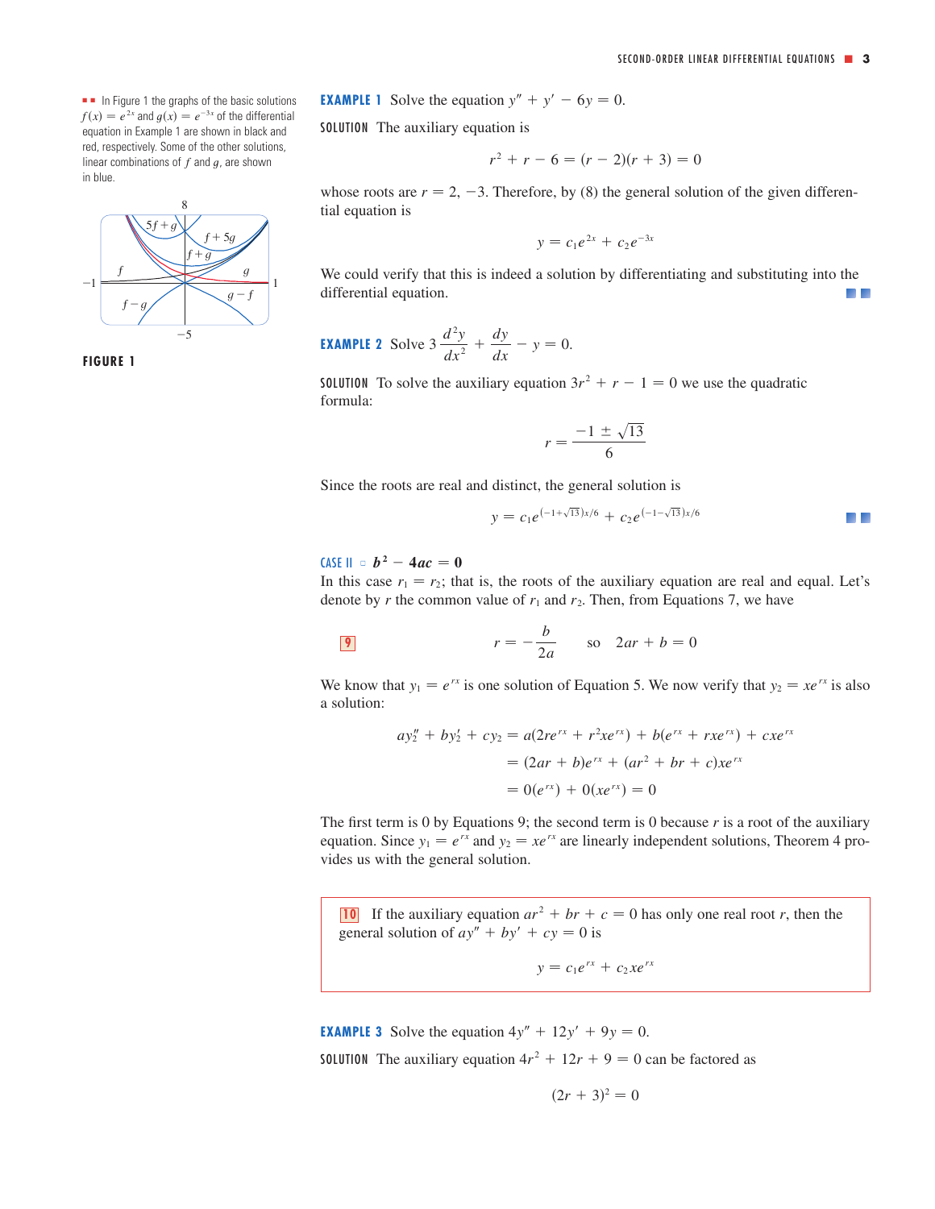■■ In Figure 1 the graphs of the basic solutions $f(x) = e^{2x}$ and $g(x) = e^{-3x}$ of the differential equation in Example 1 are shown in black and red, respectively. Some of the other solutions, linear combinations of $f$ and $g$, are shown in blue.

**FIGURE 1**

**EXAMPLE 1** Solve the equation $y'' + y' - 6y = 0$.

SOLUTION The auxiliary equation is

$$r^2 + r - 6 = (r - 2)(r + 3) = 0$$

whose roots are $r = 2, -3$. Therefore, by (8) the general solution of the given differential equation is

$$y = c_1 e^{2x} + c_2 e^{-3x}$$

We could verify that this is indeed a solution by differentiating and substituting into the differential equation.

**EXAMPLE 2** Solve $3\dfrac{d^2y}{dx^2} + \dfrac{dy}{dx} - y = 0$.

SOLUTION To solve the auxiliary equation $3r^2 + r - 1 = 0$ we use the quadratic formula:

$$r = \frac{-1 \pm \sqrt{13}}{6}$$

Since the roots are real and distinct, the general solution is

$$y = c_1 e^{(-1+\sqrt{13})x/6} + c_2 e^{(-1-\sqrt{13})x/6}$$

### CASE II ▫ $b^2 - 4ac = 0$

In this case $r_1 = r_2$; that is, the roots of the auxiliary equation are real and equal. Let's denote by $r$ the common value of $r_1$ and $r_2$. Then, from Equations 7, we have

**9**
$$r = -\frac{b}{2a} \qquad \text{so} \qquad 2ar + b = 0$$

We know that $y_1 = e^{rx}$ is one solution of Equation 5. We now verify that $y_2 = xe^{rx}$ is also a solution:

$$\begin{aligned} ay_2'' + by_2' + cy_2 &= a(2re^{rx} + r^2xe^{rx}) + b(e^{rx} + rxe^{rx}) + cxe^{rx} \\ &= (2ar + b)e^{rx} + (ar^2 + br + c)xe^{rx} \\ &= 0(e^{rx}) + 0(xe^{rx}) = 0 \end{aligned}$$

The first term is 0 by Equations 9; the second term is 0 because $r$ is a root of the auxiliary equation. Since $y_1 = e^{rx}$ and $y_2 = xe^{rx}$ are linearly independent solutions, Theorem 4 provides us with the general solution.

**10** If the auxiliary equation $ar^2 + br + c = 0$ has only one real root $r$, then the general solution of $ay'' + by' + cy = 0$ is

$$y = c_1 e^{rx} + c_2 xe^{rx}$$

**EXAMPLE 3** Solve the equation $4y'' + 12y' + 9y = 0$.

SOLUTION The auxiliary equation $4r^2 + 12r + 9 = 0$ can be factored as

$$(2r + 3)^2 = 0$$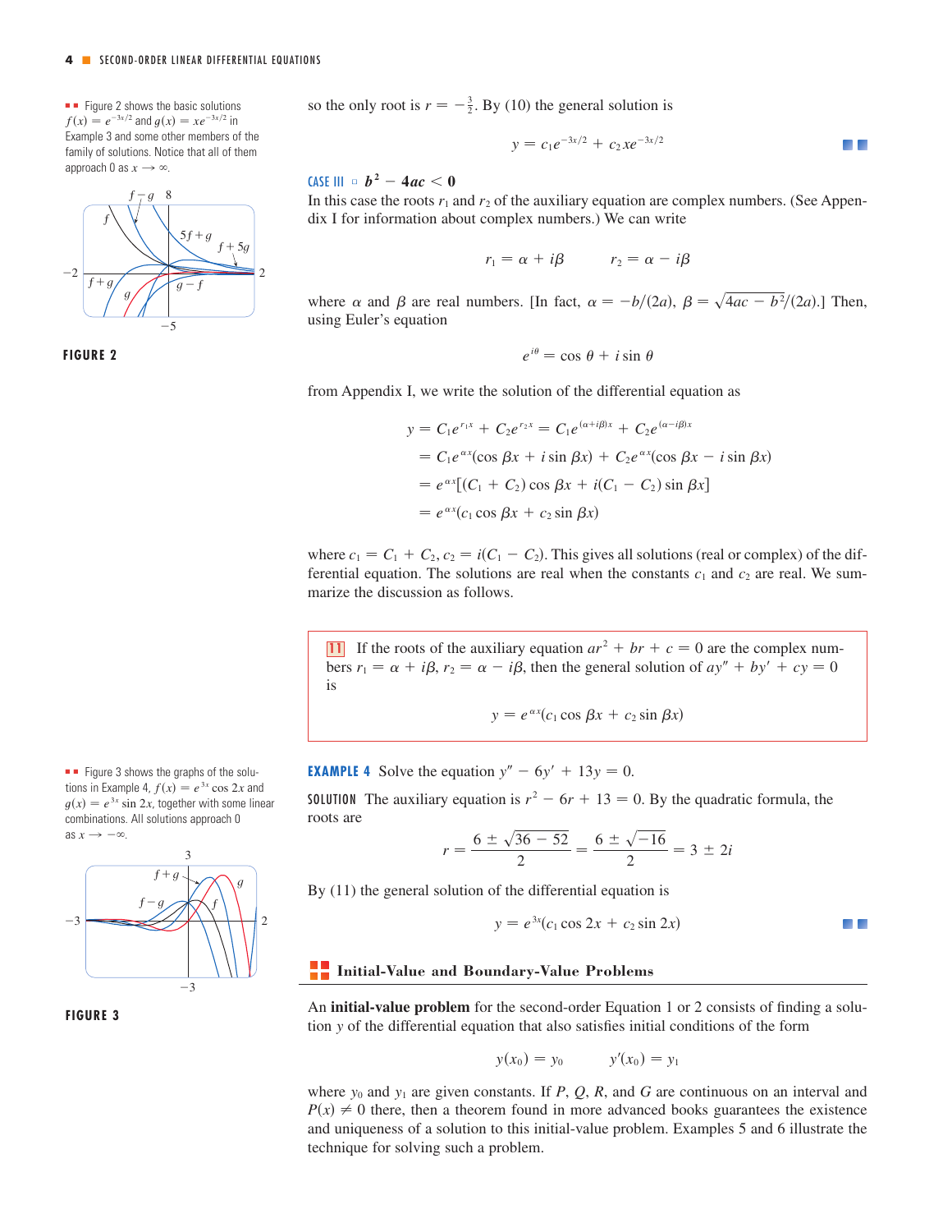so the only root is $r = -\frac{3}{2}$. By (10) the general solution is

$$y = c_1 e^{-3x/2} + c_2 x e^{-3x/2}$$

Figure 2 shows the basic solutions $f(x) = e^{-3x/2}$ and $g(x) = xe^{-3x/2}$ in Example 3 and some other members of the family of solutions. Notice that all of them approach 0 as $x \to \infty$.

**FIGURE 2**

**CASE III** $b^2 - 4ac < 0$

In this case the roots $r_1$ and $r_2$ of the auxiliary equation are complex numbers. (See Appendix I for information about complex numbers.) We can write

$$r_1 = \alpha + i\beta \qquad r_2 = \alpha - i\beta$$

where $\alpha$ and $\beta$ are real numbers. [In fact, $\alpha = -b/(2a)$, $\beta = \sqrt{4ac - b^2}/(2a)$.] Then, using Euler's equation

$$e^{i\theta} = \cos\theta + i\sin\theta$$

from Appendix I, we write the solution of the differential equation as

$$\begin{aligned}
y &= C_1 e^{r_1 x} + C_2 e^{r_2 x} = C_1 e^{(\alpha + i\beta)x} + C_2 e^{(\alpha - i\beta)x} \\
&= C_1 e^{\alpha x}(\cos\beta x + i\sin\beta x) + C_2 e^{\alpha x}(\cos\beta x - i\sin\beta x) \\
&= e^{\alpha x}[(C_1 + C_2)\cos\beta x + i(C_1 - C_2)\sin\beta x] \\
&= e^{\alpha x}(c_1\cos\beta x + c_2\sin\beta x)
\end{aligned}$$

where $c_1 = C_1 + C_2$, $c_2 = i(C_1 - C_2)$. This gives all solutions (real or complex) of the differential equation. The solutions are real when the constants $c_1$ and $c_2$ are real. We summarize the discussion as follows.

> **11** If the roots of the auxiliary equation $ar^2 + br + c = 0$ are the complex numbers $r_1 = \alpha + i\beta$, $r_2 = \alpha - i\beta$, then the general solution of $ay'' + by' + cy = 0$ is
>
> $$y = e^{\alpha x}(c_1\cos\beta x + c_2\sin\beta x)$$

**EXAMPLE 4** Solve the equation $y'' - 6y' + 13y = 0$.

**SOLUTION** The auxiliary equation is $r^2 - 6r + 13 = 0$. By the quadratic formula, the roots are

$$r = \frac{6 \pm \sqrt{36 - 52}}{2} = \frac{6 \pm \sqrt{-16}}{2} = 3 \pm 2i$$

By (11) the general solution of the differential equation is

$$y = e^{3x}(c_1\cos 2x + c_2\sin 2x)$$

Figure 3 shows the graphs of the solutions in Example 4, $f(x) = e^{3x}\cos 2x$ and $g(x) = e^{3x}\sin 2x$, together with some linear combinations. All solutions approach 0 as $x \to -\infty$.

**FIGURE 3**

## Initial-Value and Boundary-Value Problems

An **initial-value problem** for the second-order Equation 1 or 2 consists of finding a solution $y$ of the differential equation that also satisfies initial conditions of the form

$$y(x_0) = y_0 \qquad y'(x_0) = y_1$$

where $y_0$ and $y_1$ are given constants. If $P$, $Q$, $R$, and $G$ are continuous on an interval and $P(x) \neq 0$ there, then a theorem found in more advanced books guarantees the existence and uniqueness of a solution to this initial-value problem. Examples 5 and 6 illustrate the technique for solving such a problem.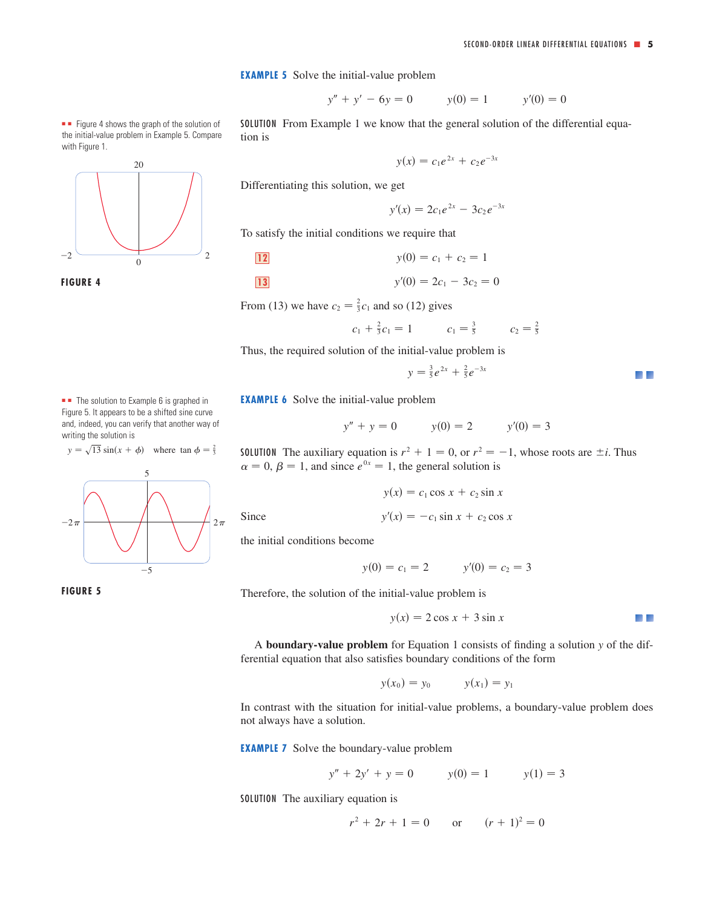**EXAMPLE 5** Solve the initial-value problem

$$y'' + y' - 6y = 0 \qquad y(0) = 1 \qquad y'(0) = 0$$

■■ Figure 4 shows the graph of the solution of the initial-value problem in Example 5. Compare with Figure 1.

**FIGURE 4**

**SOLUTION** From Example 1 we know that the general solution of the differential equation is

$$y(x) = c_1 e^{2x} + c_2 e^{-3x}$$

Differentiating this solution, we get

$$y'(x) = 2c_1 e^{2x} - 3c_2 e^{-3x}$$

To satisfy the initial conditions we require that

$$\textbf{12} \qquad y(0) = c_1 + c_2 = 1$$

$$\textbf{13} \qquad y'(0) = 2c_1 - 3c_2 = 0$$

From (13) we have $c_2 = \frac{2}{3}c_1$ and so (12) gives

$$c_1 + \tfrac{2}{3}c_1 = 1 \qquad c_1 = \tfrac{3}{5} \qquad c_2 = \tfrac{2}{5}$$

Thus, the required solution of the initial-value problem is

$$y = \tfrac{3}{5}e^{2x} + \tfrac{2}{5}e^{-3x}$$

**EXAMPLE 6** Solve the initial-value problem

$$y'' + y = 0 \qquad y(0) = 2 \qquad y'(0) = 3$$

■■ The solution to Example 6 is graphed in Figure 5. It appears to be a shifted sine curve and, indeed, you can verify that another way of writing the solution is

$$y = \sqrt{13}\sin(x + \phi) \quad \text{where } \tan\phi = \tfrac{2}{3}$$

**FIGURE 5**

**SOLUTION** The auxiliary equation is $r^2 + 1 = 0$, or $r^2 = -1$, whose roots are $\pm i$. Thus $\alpha = 0$, $\beta = 1$, and since $e^{0x} = 1$, the general solution is

$$y(x) = c_1 \cos x + c_2 \sin x$$

Since

$$y'(x) = -c_1 \sin x + c_2 \cos x$$

the initial conditions become

$$y(0) = c_1 = 2 \qquad y'(0) = c_2 = 3$$

Therefore, the solution of the initial-value problem is

$$y(x) = 2\cos x + 3\sin x$$

A **boundary-value problem** for Equation 1 consists of finding a solution $y$ of the differential equation that also satisfies boundary conditions of the form

$$y(x_0) = y_0 \qquad y(x_1) = y_1$$

In contrast with the situation for initial-value problems, a boundary-value problem does not always have a solution.

**EXAMPLE 7** Solve the boundary-value problem

$$y'' + 2y' + y = 0 \qquad y(0) = 1 \qquad y(1) = 3$$

**SOLUTION** The auxiliary equation is

$$r^2 + 2r + 1 = 0 \qquad \text{or} \qquad (r + 1)^2 = 0$$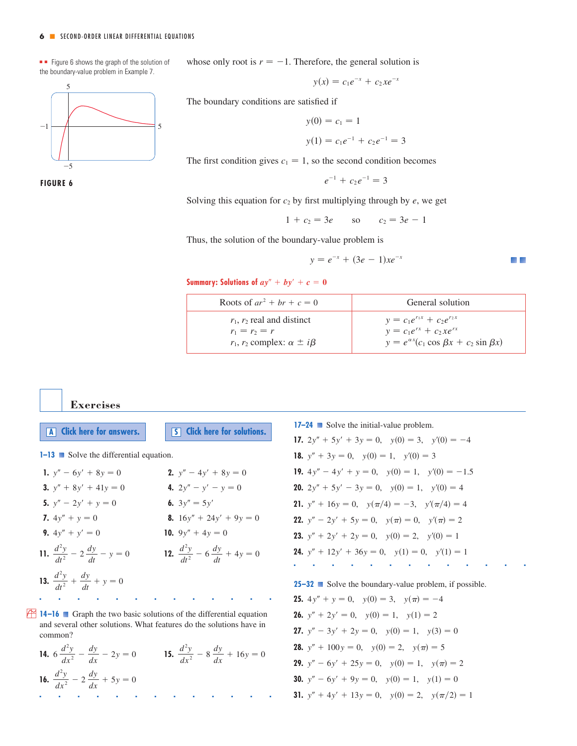■■ Figure 6 shows the graph of the solution of the boundary-value problem in Example 7.

FIGURE 6

whose only root is $r = -1$. Therefore, the general solution is

$$y(x) = c_1 e^{-x} + c_2 x e^{-x}$$

The boundary conditions are satisfied if

$$y(0) = c_1 = 1$$

$$y(1) = c_1 e^{-1} + c_2 e^{-1} = 3$$

The first condition gives $c_1 = 1$, so the second condition becomes

$$e^{-1} + c_2 e^{-1} = 3$$

Solving this equation for $c_2$ by first multiplying through by $e$, we get

$$1 + c_2 = 3e \qquad \text{so} \qquad c_2 = 3e - 1$$

Thus, the solution of the boundary-value problem is

$$y = e^{-x} + (3e - 1)xe^{-x}$$

**Summary: Solutions of $ay'' + by' + c = 0$**

| Roots of $ar^2 + br + c = 0$ | General solution |
|---|---|
| $r_1, r_2$ real and distinct | $y = c_1 e^{r_1 x} + c_2 e^{r_2 x}$ |
| $r_1 = r_2 = r$ | $y = c_1 e^{rx} + c_2 x e^{rx}$ |
| $r_1, r_2$ complex: $\alpha \pm i\beta$ | $y = e^{\alpha x}(c_1 \cos \beta x + c_2 \sin \beta x)$ |

## Exercises

**A** Click here for answers. **S** Click here for solutions.

**1–13** ■ Solve the differential equation.

1. $y'' - 6y' + 8y = 0$
2. $y'' - 4y' + 8y = 0$
3. $y'' + 8y' + 41y = 0$
4. $2y'' - y' - y = 0$
5. $y'' - 2y' + y = 0$
6. $3y'' = 5y'$
7. $4y'' + y = 0$
8. $16y'' + 24y' + 9y = 0$
9. $4y'' + y' = 0$
10. $9y'' + 4y = 0$
11. $\dfrac{d^2y}{dt^2} - 2\dfrac{dy}{dt} - y = 0$
12. $\dfrac{d^2y}{dt^2} - 6\dfrac{dy}{dt} + 4y = 0$
13. $\dfrac{d^2y}{dt^2} + \dfrac{dy}{dt} + y = 0$

**14–16** ■ Graph the two basic solutions of the differential equation and several other solutions. What features do the solutions have in common?

14. $6\dfrac{d^2y}{dx^2} - \dfrac{dy}{dx} - 2y = 0$
15. $\dfrac{d^2y}{dx^2} - 8\dfrac{dy}{dx} + 16y = 0$
16. $\dfrac{d^2y}{dx^2} - 2\dfrac{dy}{dx} + 5y = 0$

**17–24** ■ Solve the initial-value problem.

17. $2y'' + 5y' + 3y = 0, \quad y(0) = 3, \quad y'(0) = -4$
18. $y'' + 3y = 0, \quad y(0) = 1, \quad y'(0) = 3$
19. $4y'' - 4y' + y = 0, \quad y(0) = 1, \quad y'(0) = -1.5$
20. $2y'' + 5y' - 3y = 0, \quad y(0) = 1, \quad y'(0) = 4$
21. $y'' + 16y = 0, \quad y(\pi/4) = -3, \quad y'(\pi/4) = 4$
22. $y'' - 2y' + 5y = 0, \quad y(\pi) = 0, \quad y'(\pi) = 2$
23. $y'' + 2y' + 2y = 0, \quad y(0) = 2, \quad y'(0) = 1$
24. $y'' + 12y' + 36y = 0, \quad y(1) = 0, \quad y'(1) = 1$

**25–32** ■ Solve the boundary-value problem, if possible.

25. $4y'' + y = 0, \quad y(0) = 3, \quad y(\pi) = -4$
26. $y'' + 2y' = 0, \quad y(0) = 1, \quad y(1) = 2$
27. $y'' - 3y' + 2y = 0, \quad y(0) = 1, \quad y(3) = 0$
28. $y'' + 100y = 0, \quad y(0) = 2, \quad y(\pi) = 5$
29. $y'' - 6y' + 25y = 0, \quad y(0) = 1, \quad y(\pi) = 2$
30. $y'' - 6y' + 9y = 0, \quad y(0) = 1, \quad y(1) = 0$
31. $y'' + 4y' + 13y = 0, \quad y(0) = 2, \quad y(\pi/2) = 1$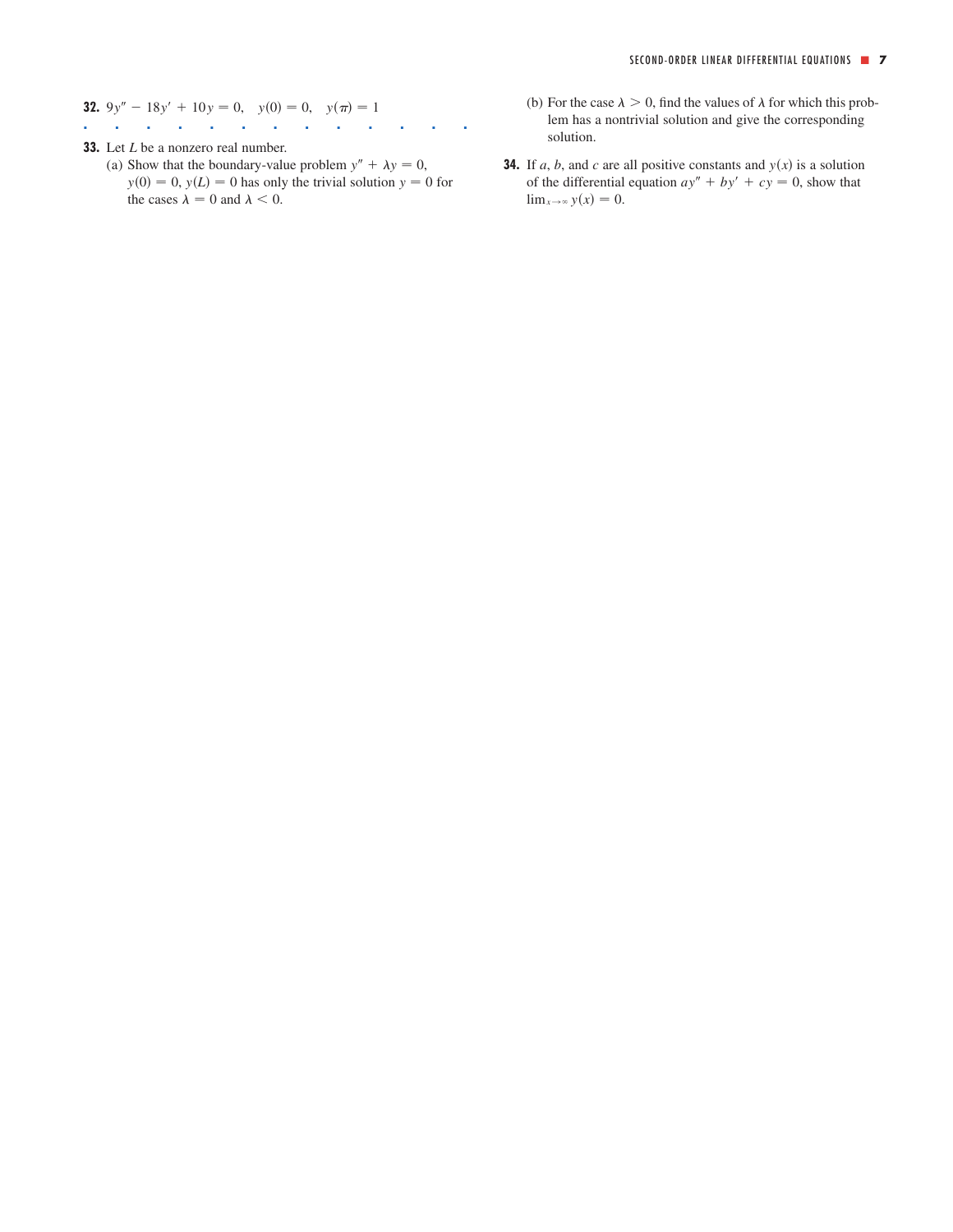**32.** $9y'' - 18y' + 10y = 0, \quad y(0) = 0, \quad y(\pi) = 1$

**33.** Let $L$ be a nonzero real number.

(a) Show that the boundary-value problem $y'' + \lambda y = 0$, $y(0) = 0$, $y(L) = 0$ has only the trivial solution $y = 0$ for the cases $\lambda = 0$ and $\lambda < 0$.

(b) For the case $\lambda > 0$, find the values of $\lambda$ for which this problem has a nontrivial solution and give the corresponding solution.

**34.** If $a$, $b$, and $c$ are all positive constants and $y(x)$ is a solution of the differential equation $ay'' + by' + cy = 0$, show that $\lim_{x \to \infty} y(x) = 0$.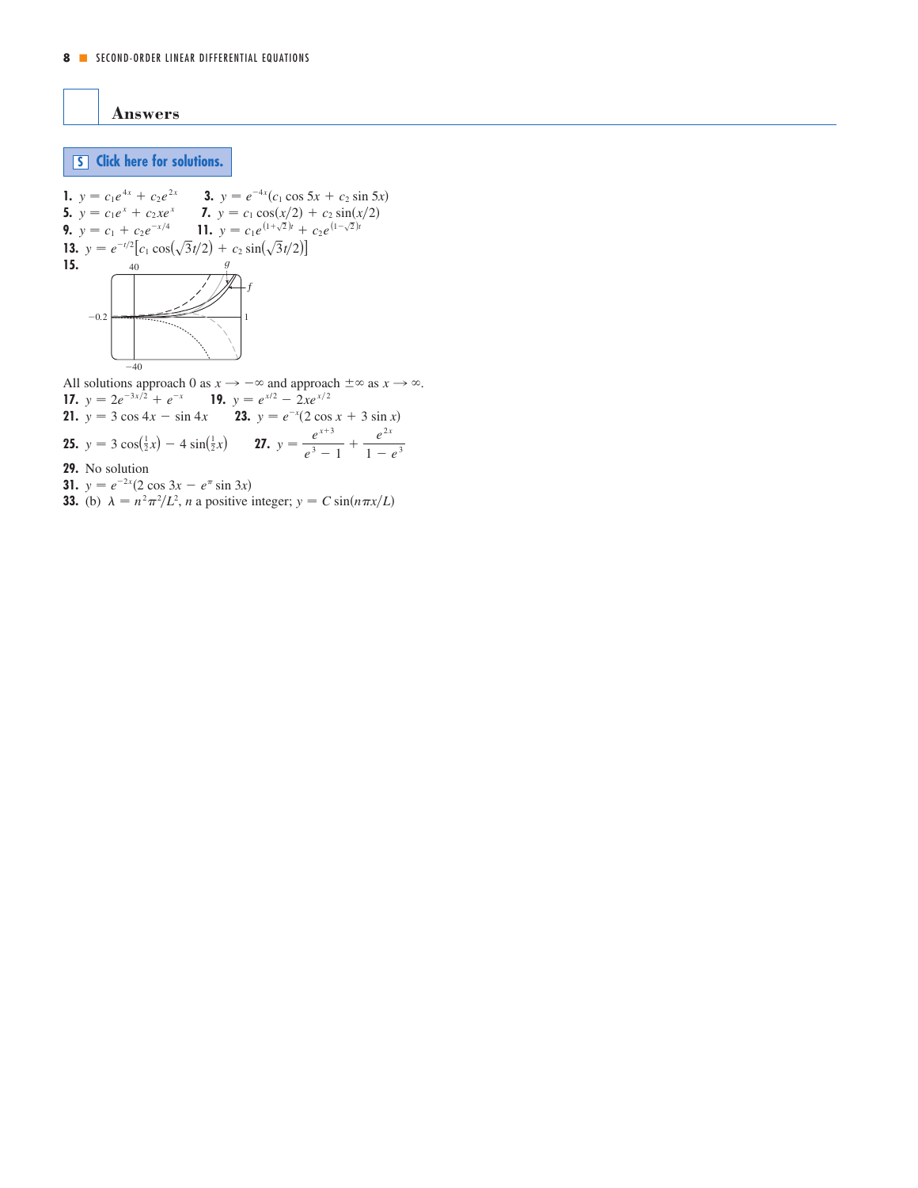## Answers

S Click here for solutions.

**1.** $y = c_1 e^{4x} + c_2 e^{2x}$ **3.** $y = e^{-4x}(c_1 \cos 5x + c_2 \sin 5x)$

**5.** $y = c_1 e^{x} + c_2 x e^{x}$ **7.** $y = c_1 \cos(x/2) + c_2 \sin(x/2)$

**9.** $y = c_1 + c_2 e^{-x/4}$ **11.** $y = c_1 e^{(1+\sqrt{2})t} + c_2 e^{(1-\sqrt{2})t}$

**13.** $y = e^{-t/2}\left[c_1 \cos\left(\sqrt{3}t/2\right) + c_2 \sin\left(\sqrt{3}t/2\right)\right]$

**15.**

All solutions approach 0 as $x \to -\infty$ and approach $\pm\infty$ as $x \to \infty$.

**17.** $y = 2e^{-3x/2} + e^{-x}$ **19.** $y = e^{x/2} - 2xe^{x/2}$

**21.** $y = 3 \cos 4x - \sin 4x$ **23.** $y = e^{-x}(2 \cos x + 3 \sin x)$

**25.** $y = 3 \cos\left(\frac{1}{2}x\right) - 4 \sin\left(\frac{1}{2}x\right)$ **27.** $y = \dfrac{e^{x+3}}{e^3 - 1} + \dfrac{e^{2x}}{1 - e^3}$

**29.** No solution

**31.** $y = e^{-2x}(2 \cos 3x - e^{\pi} \sin 3x)$

**33.** (b) $\lambda = n^2\pi^2/L^2$, $n$ a positive integer; $y = C \sin(n\pi x/L)$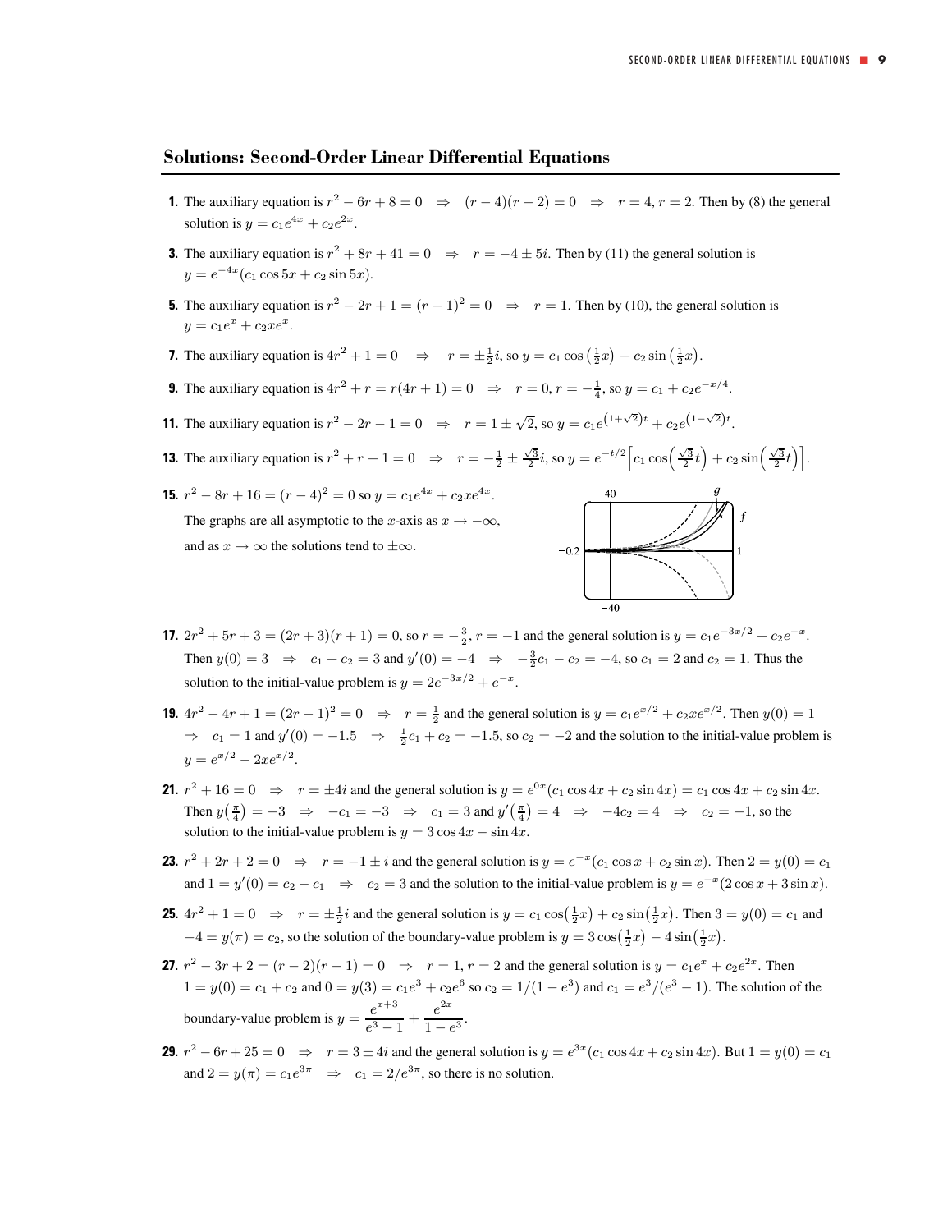## Solutions: Second-Order Linear Differential Equations

**1.** The auxiliary equation is $r^2 - 6r + 8 = 0 \;\Rightarrow\; (r-4)(r-2) = 0 \;\Rightarrow\; r = 4, r = 2$. Then by (8) the general solution is $y = c_1 e^{4x} + c_2 e^{2x}$.

**3.** The auxiliary equation is $r^2 + 8r + 41 = 0 \;\Rightarrow\; r = -4 \pm 5i$. Then by (11) the general solution is $y = e^{-4x}(c_1 \cos 5x + c_2 \sin 5x)$.

**5.** The auxiliary equation is $r^2 - 2r + 1 = (r-1)^2 = 0 \;\Rightarrow\; r = 1$. Then by (10), the general solution is $y = c_1 e^x + c_2 x e^x$.

**7.** The auxiliary equation is $4r^2 + 1 = 0 \;\Rightarrow\; r = \pm\frac{1}{2}i$, so $y = c_1 \cos\left(\frac{1}{2}x\right) + c_2 \sin\left(\frac{1}{2}x\right)$.

**9.** The auxiliary equation is $4r^2 + r = r(4r+1) = 0 \;\Rightarrow\; r = 0, r = -\frac{1}{4}$, so $y = c_1 + c_2 e^{-x/4}$.

**11.** The auxiliary equation is $r^2 - 2r - 1 = 0 \;\Rightarrow\; r = 1 \pm \sqrt{2}$, so $y = c_1 e^{(1+\sqrt{2})t} + c_2 e^{(1-\sqrt{2})t}$.

**13.** The auxiliary equation is $r^2 + r + 1 = 0 \;\Rightarrow\; r = -\frac{1}{2} \pm \frac{\sqrt{3}}{2}i$, so $y = e^{-t/2}\left[c_1 \cos\left(\frac{\sqrt{3}}{2}t\right) + c_2 \sin\left(\frac{\sqrt{3}}{2}t\right)\right]$.

**15.** $r^2 - 8r + 16 = (r-4)^2 = 0$ so $y = c_1 e^{4x} + c_2 x e^{4x}$.
The graphs are all asymptotic to the $x$-axis as $x \to -\infty$, and as $x \to \infty$ the solutions tend to $\pm\infty$.

**17.** $2r^2 + 5r + 3 = (2r+3)(r+1) = 0$, so $r = -\frac{3}{2}, r = -1$ and the general solution is $y = c_1 e^{-3x/2} + c_2 e^{-x}$. Then $y(0) = 3 \;\Rightarrow\; c_1 + c_2 = 3$ and $y'(0) = -4 \;\Rightarrow\; -\frac{3}{2}c_1 - c_2 = -4$, so $c_1 = 2$ and $c_2 = 1$. Thus the solution to the initial-value problem is $y = 2e^{-3x/2} + e^{-x}$.

**19.** $4r^2 - 4r + 1 = (2r-1)^2 = 0 \;\Rightarrow\; r = \frac{1}{2}$ and the general solution is $y = c_1 e^{x/2} + c_2 x e^{x/2}$. Then $y(0) = 1$ $\Rightarrow\; c_1 = 1$ and $y'(0) = -1.5 \;\Rightarrow\; \frac{1}{2}c_1 + c_2 = -1.5$, so $c_2 = -2$ and the solution to the initial-value problem is $y = e^{x/2} - 2xe^{x/2}$.

**21.** $r^2 + 16 = 0 \;\Rightarrow\; r = \pm 4i$ and the general solution is $y = e^{0x}(c_1 \cos 4x + c_2 \sin 4x) = c_1 \cos 4x + c_2 \sin 4x$. Then $y\left(\frac{\pi}{4}\right) = -3 \;\Rightarrow\; -c_1 = -3 \;\Rightarrow\; c_1 = 3$ and $y'\left(\frac{\pi}{4}\right) = 4 \;\Rightarrow\; -4c_2 = 4 \;\Rightarrow\; c_2 = -1$, so the solution to the initial-value problem is $y = 3\cos 4x - \sin 4x$.

**23.** $r^2 + 2r + 2 = 0 \;\Rightarrow\; r = -1 \pm i$ and the general solution is $y = e^{-x}(c_1 \cos x + c_2 \sin x)$. Then $2 = y(0) = c_1$ and $1 = y'(0) = c_2 - c_1 \;\Rightarrow\; c_2 = 3$ and the solution to the initial-value problem is $y = e^{-x}(2\cos x + 3\sin x)$.

**25.** $4r^2 + 1 = 0 \;\Rightarrow\; r = \pm\frac{1}{2}i$ and the general solution is $y = c_1 \cos\left(\frac{1}{2}x\right) + c_2 \sin\left(\frac{1}{2}x\right)$. Then $3 = y(0) = c_1$ and $-4 = y(\pi) = c_2$, so the solution of the boundary-value problem is $y = 3\cos\left(\frac{1}{2}x\right) - 4\sin\left(\frac{1}{2}x\right)$.

**27.** $r^2 - 3r + 2 = (r-2)(r-1) = 0 \;\Rightarrow\; r = 1, r = 2$ and the general solution is $y = c_1 e^x + c_2 e^{2x}$. Then $1 = y(0) = c_1 + c_2$ and $0 = y(3) = c_1 e^3 + c_2 e^6$ so $c_2 = 1/(1 - e^3)$ and $c_1 = e^3/(e^3 - 1)$. The solution of the boundary-value problem is $y = \dfrac{e^{x+3}}{e^3 - 1} + \dfrac{e^{2x}}{1 - e^3}$.

**29.** $r^2 - 6r + 25 = 0 \;\Rightarrow\; r = 3 \pm 4i$ and the general solution is $y = e^{3x}(c_1 \cos 4x + c_2 \sin 4x)$. But $1 = y(0) = c_1$ and $2 = y(\pi) = c_1 e^{3\pi} \;\Rightarrow\; c_1 = 2/e^{3\pi}$, so there is no solution.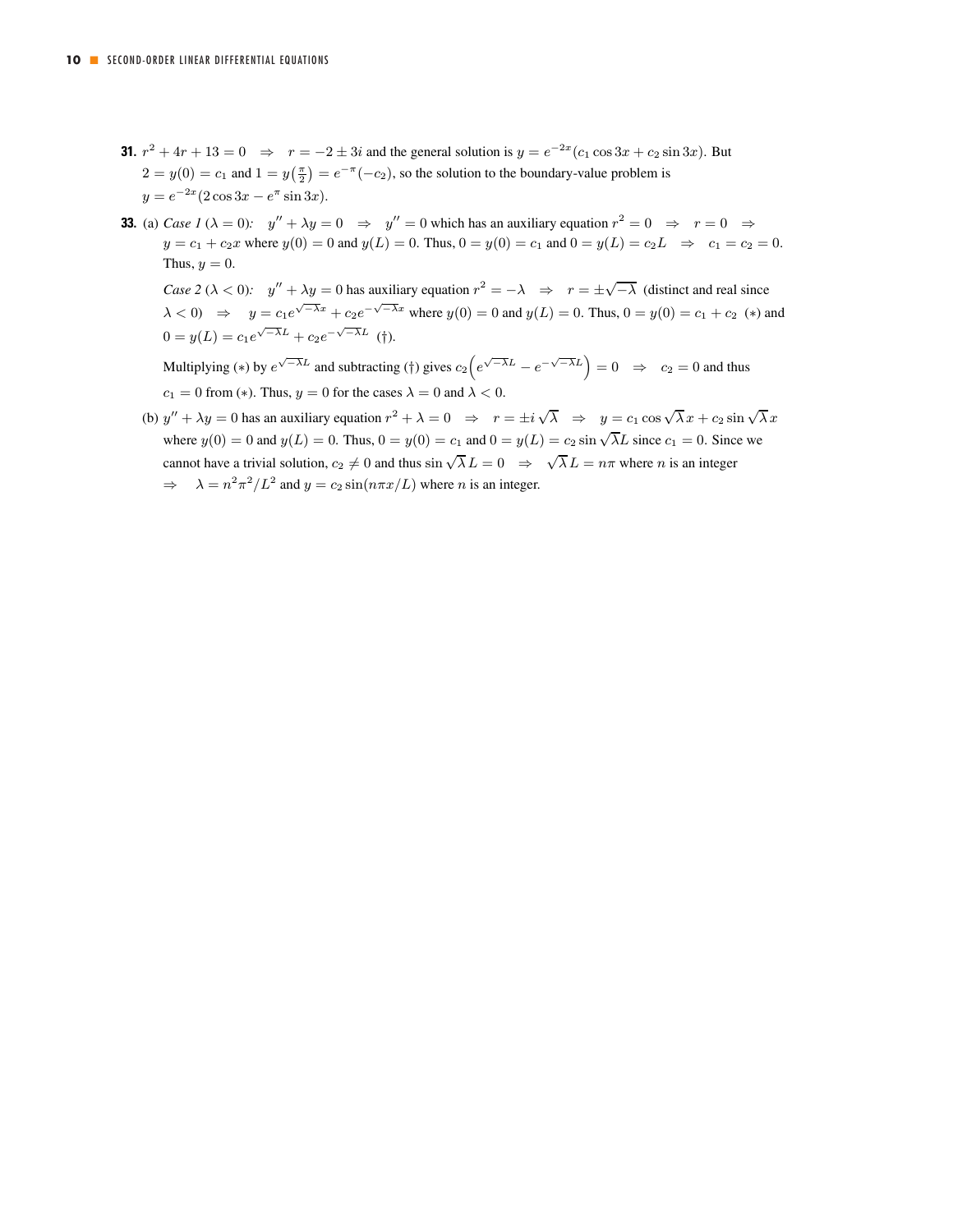**31.** $r^2 + 4r + 13 = 0 \quad \Rightarrow \quad r = -2 \pm 3i$ and the general solution is $y = e^{-2x}(c_1 \cos 3x + c_2 \sin 3x)$. But $2 = y(0) = c_1$ and $1 = y\left(\frac{\pi}{2}\right) = e^{-\pi}(-c_2)$, so the solution to the boundary-value problem is $y = e^{-2x}(2\cos 3x - e^{\pi} \sin 3x)$.

**33.** (a) *Case 1* ($\lambda = 0$): $\;y'' + \lambda y = 0 \quad \Rightarrow \quad y'' = 0$ which has an auxiliary equation $r^2 = 0 \quad \Rightarrow \quad r = 0 \quad \Rightarrow$ $y = c_1 + c_2 x$ where $y(0) = 0$ and $y(L) = 0$. Thus, $0 = y(0) = c_1$ and $0 = y(L) = c_2 L \quad \Rightarrow \quad c_1 = c_2 = 0$. Thus, $y = 0$.

*Case 2* ($\lambda < 0$): $\;y'' + \lambda y = 0$ has auxiliary equation $r^2 = -\lambda \quad \Rightarrow \quad r = \pm\sqrt{-\lambda}$ (distinct and real since $\lambda < 0$) $\quad \Rightarrow \quad y = c_1 e^{\sqrt{-\lambda}x} + c_2 e^{-\sqrt{-\lambda}x}$ where $y(0) = 0$ and $y(L) = 0$. Thus, $0 = y(0) = c_1 + c_2$ $\;(*)$ and $0 = y(L) = c_1 e^{\sqrt{-\lambda}L} + c_2 e^{-\sqrt{-\lambda}L}$ $\;(\dagger)$.

Multiplying $(*)$ by $e^{\sqrt{-\lambda}L}$ and subtracting $(\dagger)$ gives $c_2\left(e^{\sqrt{-\lambda}L} - e^{-\sqrt{-\lambda}L}\right) = 0 \quad \Rightarrow \quad c_2 = 0$ and thus $c_1 = 0$ from $(*)$. Thus, $y = 0$ for the cases $\lambda = 0$ and $\lambda < 0$.

(b) $y'' + \lambda y = 0$ has an auxiliary equation $r^2 + \lambda = 0 \quad \Rightarrow \quad r = \pm i\sqrt{\lambda} \quad \Rightarrow \quad y = c_1 \cos \sqrt{\lambda}\, x + c_2 \sin \sqrt{\lambda}\, x$ where $y(0) = 0$ and $y(L) = 0$. Thus, $0 = y(0) = c_1$ and $0 = y(L) = c_2 \sin \sqrt{\lambda} L$ since $c_1 = 0$. Since we cannot have a trivial solution, $c_2 \neq 0$ and thus $\sin \sqrt{\lambda}\, L = 0 \quad \Rightarrow \quad \sqrt{\lambda}\, L = n\pi$ where $n$ is an integer $\quad \Rightarrow \quad \lambda = n^2\pi^2/L^2$ and $y = c_2 \sin(n\pi x/L)$ where $n$ is an integer.